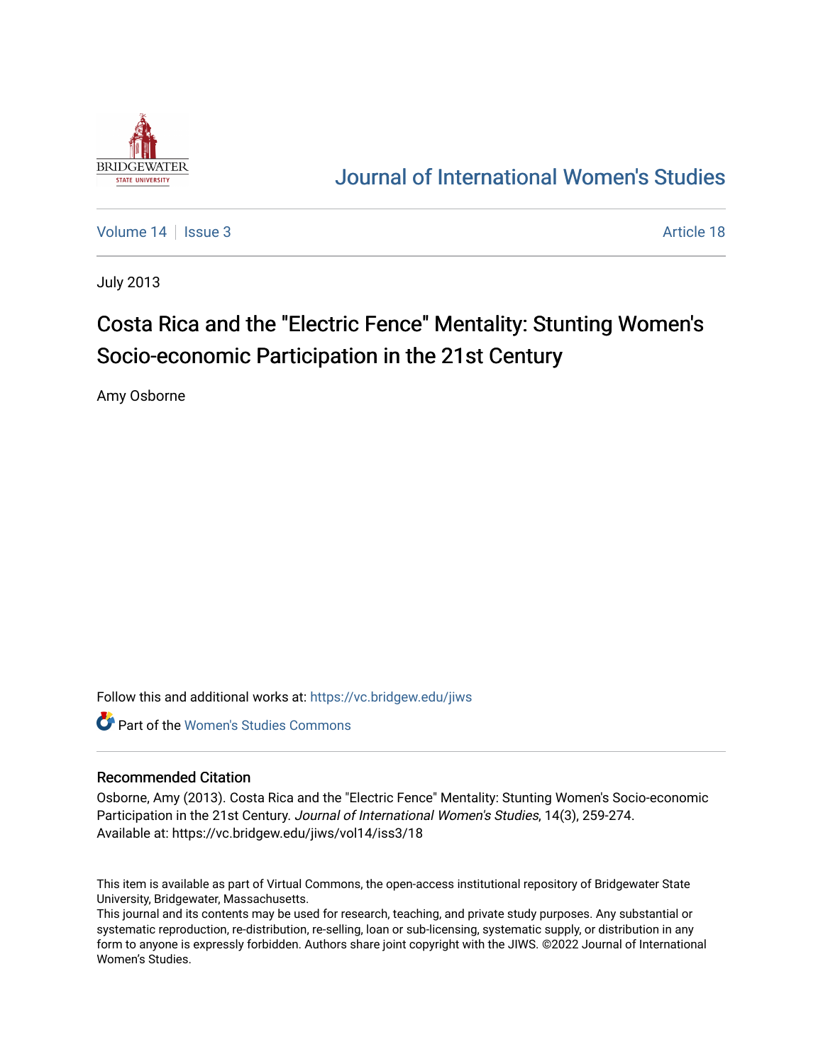# Journal of International Women's Studies

Volume 14 | Issue 3 — Article 18

July 2013

## Costa Rica and the "Electric Fence" Mentality: Stunting Women's Socio-economic Participation in the 21st Century

Amy Osborne

Follow this and additional works at: https://vc.bridgew.edu/jiws

Part of the Women's Studies Commons

### Recommended Citation

Osborne, Amy (2013). Costa Rica and the "Electric Fence" Mentality: Stunting Women's Socio-economic Participation in the 21st Century. *Journal of International Women's Studies*, 14(3), 259-274.
Available at: https://vc.bridgew.edu/jiws/vol14/iss3/18

This item is available as part of Virtual Commons, the open-access institutional repository of Bridgewater State University, Bridgewater, Massachusetts.
This journal and its contents may be used for research, teaching, and private study purposes. Any substantial or systematic reproduction, re-distribution, re-selling, loan or sub-licensing, systematic supply, or distribution in any form to anyone is expressly forbidden. Authors share joint copyright with the JIWS. ©2022 Journal of International Women's Studies.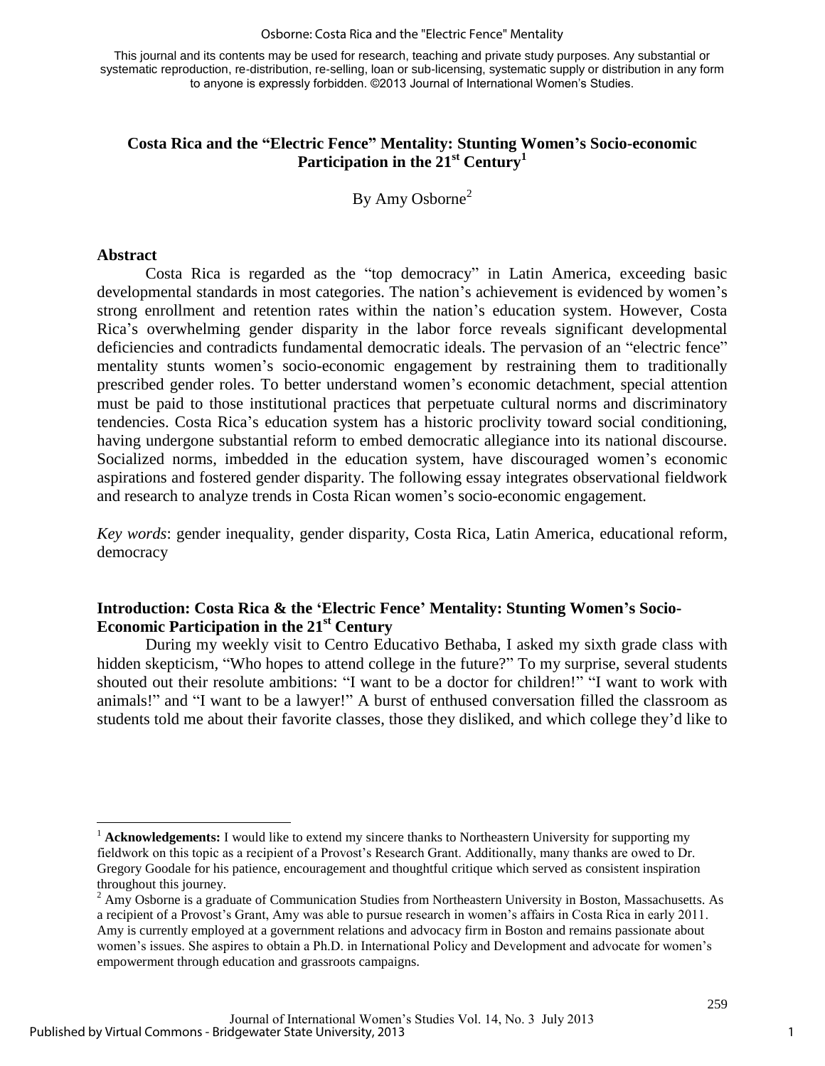This journal and its contents may be used for research, teaching and private study purposes. Any substantial or systematic reproduction, re-distribution, re-selling, loan or sub-licensing, systematic supply or distribution in any form to anyone is expressly forbidden. ©2013 Journal of International Women's Studies.

# Costa Rica and the "Electric Fence" Mentality: Stunting Women's Socio-economic Participation in the 21st Century[1]

By Amy Osborne[2]

## Abstract

Costa Rica is regarded as the "top democracy" in Latin America, exceeding basic developmental standards in most categories. The nation's achievement is evidenced by women's strong enrollment and retention rates within the nation's education system. However, Costa Rica's overwhelming gender disparity in the labor force reveals significant developmental deficiencies and contradicts fundamental democratic ideals. The pervasion of an "electric fence" mentality stunts women's socio-economic engagement by restraining them to traditionally prescribed gender roles. To better understand women's economic detachment, special attention must be paid to those institutional practices that perpetuate cultural norms and discriminatory tendencies. Costa Rica's education system has a historic proclivity toward social conditioning, having undergone substantial reform to embed democratic allegiance into its national discourse. Socialized norms, imbedded in the education system, have discouraged women's economic aspirations and fostered gender disparity. The following essay integrates observational fieldwork and research to analyze trends in Costa Rican women's socio-economic engagement.

*Key words*: gender inequality, gender disparity, Costa Rica, Latin America, educational reform, democracy

## Introduction: Costa Rica & the 'Electric Fence' Mentality: Stunting Women's Socio-Economic Participation in the 21st Century

During my weekly visit to Centro Educativo Bethaba, I asked my sixth grade class with hidden skepticism, "Who hopes to attend college in the future?" To my surprise, several students shouted out their resolute ambitions: "I want to be a doctor for children!" "I want to work with animals!" and "I want to be a lawyer!" A burst of enthused conversation filled the classroom as students told me about their favorite classes, those they disliked, and which college they'd like to

---

[1] **Acknowledgements:** I would like to extend my sincere thanks to Northeastern University for supporting my fieldwork on this topic as a recipient of a Provost's Research Grant. Additionally, many thanks are owed to Dr. Gregory Goodale for his patience, encouragement and thoughtful critique which served as consistent inspiration throughout this journey.

[2] Amy Osborne is a graduate of Communication Studies from Northeastern University in Boston, Massachusetts. As a recipient of a Provost's Grant, Amy was able to pursue research in women's affairs in Costa Rica in early 2011. Amy is currently employed at a government relations and advocacy firm in Boston and remains passionate about women's issues. She aspires to obtain a Ph.D. in International Policy and Development and advocate for women's empowerment through education and grassroots campaigns.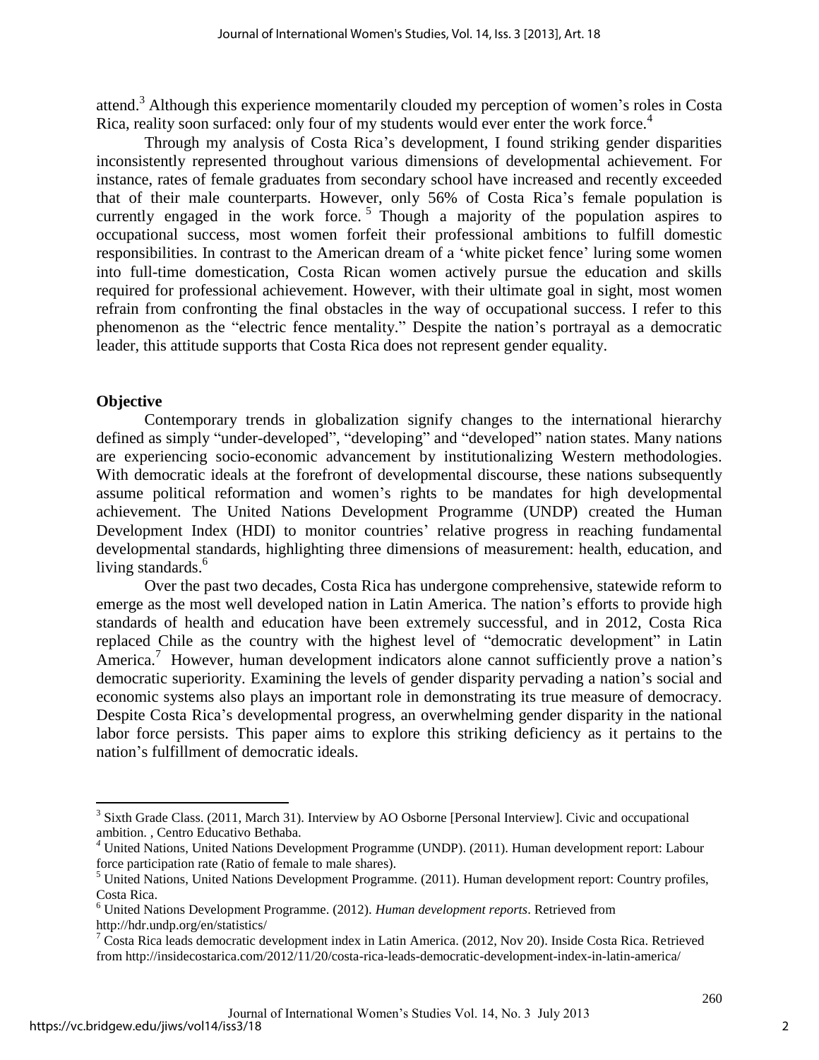attend.[3] Although this experience momentarily clouded my perception of women's roles in Costa Rica, reality soon surfaced: only four of my students would ever enter the work force.[4]

Through my analysis of Costa Rica's development, I found striking gender disparities inconsistently represented throughout various dimensions of developmental achievement. For instance, rates of female graduates from secondary school have increased and recently exceeded that of their male counterparts. However, only 56% of Costa Rica's female population is currently engaged in the work force.[5] Though a majority of the population aspires to occupational success, most women forfeit their professional ambitions to fulfill domestic responsibilities. In contrast to the American dream of a 'white picket fence' luring some women into full-time domestication, Costa Rican women actively pursue the education and skills required for professional achievement. However, with their ultimate goal in sight, most women refrain from confronting the final obstacles in the way of occupational success. I refer to this phenomenon as the "electric fence mentality." Despite the nation's portrayal as a democratic leader, this attitude supports that Costa Rica does not represent gender equality.

## Objective

Contemporary trends in globalization signify changes to the international hierarchy defined as simply "under-developed", "developing" and "developed" nation states. Many nations are experiencing socio-economic advancement by institutionalizing Western methodologies. With democratic ideals at the forefront of developmental discourse, these nations subsequently assume political reformation and women's rights to be mandates for high developmental achievement. The United Nations Development Programme (UNDP) created the Human Development Index (HDI) to monitor countries' relative progress in reaching fundamental developmental standards, highlighting three dimensions of measurement: health, education, and living standards.[6]

Over the past two decades, Costa Rica has undergone comprehensive, statewide reform to emerge as the most well developed nation in Latin America. The nation's efforts to provide high standards of health and education have been extremely successful, and in 2012, Costa Rica replaced Chile as the country with the highest level of "democratic development" in Latin America.[7] However, human development indicators alone cannot sufficiently prove a nation's democratic superiority. Examining the levels of gender disparity pervading a nation's social and economic systems also plays an important role in demonstrating its true measure of democracy. Despite Costa Rica's developmental progress, an overwhelming gender disparity in the national labor force persists. This paper aims to explore this striking deficiency as it pertains to the nation's fulfillment of democratic ideals.

---

[3] Sixth Grade Class. (2011, March 31). Interview by AO Osborne [Personal Interview]. Civic and occupational ambition. , Centro Educativo Bethaba.

[4] United Nations, United Nations Development Programme (UNDP). (2011). Human development report: Labour force participation rate (Ratio of female to male shares).

[5] United Nations, United Nations Development Programme. (2011). Human development report: Country profiles, Costa Rica.

[6] United Nations Development Programme. (2012). *Human development reports*. Retrieved from http://hdr.undp.org/en/statistics/

[7] Costa Rica leads democratic development index in Latin America. (2012, Nov 20). Inside Costa Rica. Retrieved from http://insidecostarica.com/2012/11/20/costa-rica-leads-democratic-development-index-in-latin-america/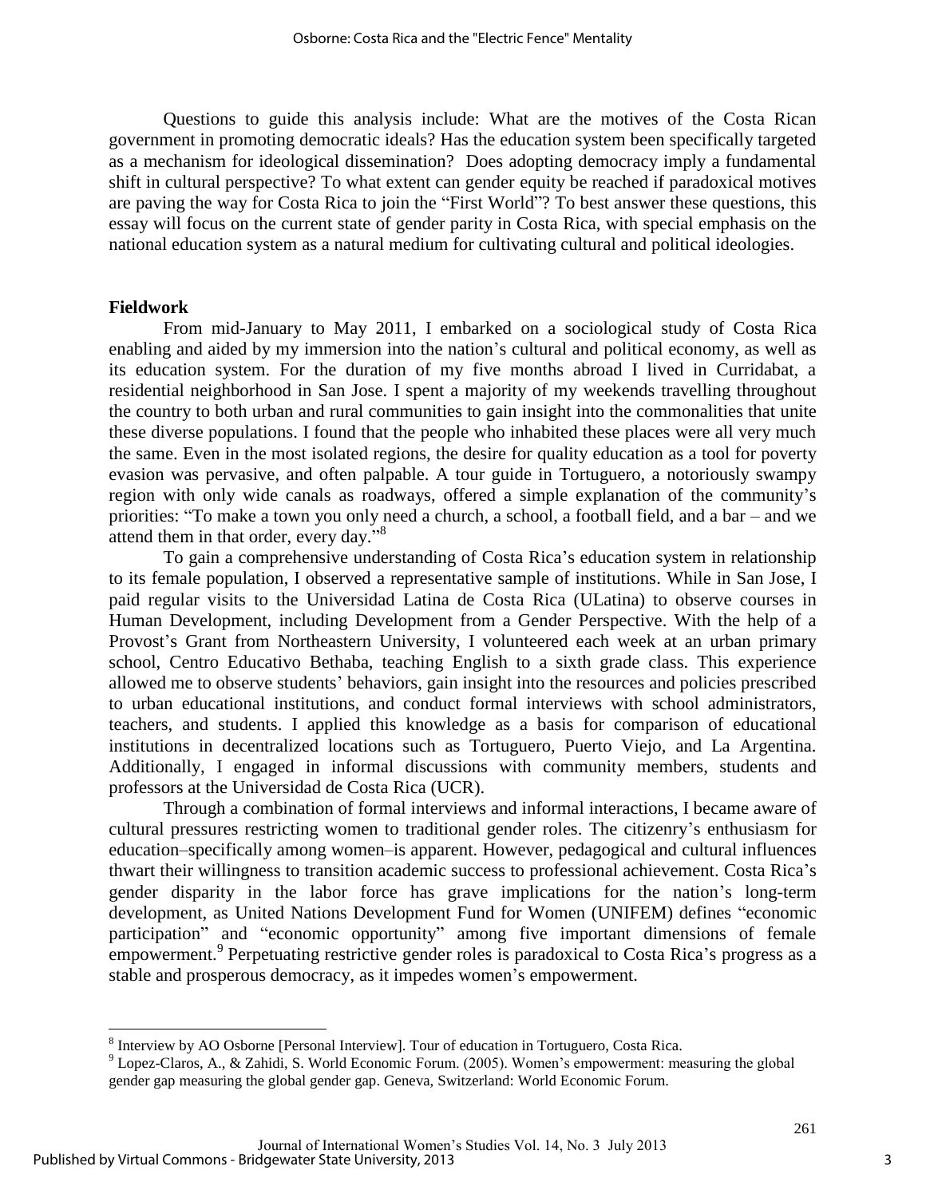Questions to guide this analysis include: What are the motives of the Costa Rican government in promoting democratic ideals? Has the education system been specifically targeted as a mechanism for ideological dissemination? Does adopting democracy imply a fundamental shift in cultural perspective? To what extent can gender equity be reached if paradoxical motives are paving the way for Costa Rica to join the "First World"? To best answer these questions, this essay will focus on the current state of gender parity in Costa Rica, with special emphasis on the national education system as a natural medium for cultivating cultural and political ideologies.

**Fieldwork**

From mid-January to May 2011, I embarked on a sociological study of Costa Rica enabling and aided by my immersion into the nation's cultural and political economy, as well as its education system. For the duration of my five months abroad I lived in Curridabat, a residential neighborhood in San Jose. I spent a majority of my weekends travelling throughout the country to both urban and rural communities to gain insight into the commonalities that unite these diverse populations. I found that the people who inhabited these places were all very much the same. Even in the most isolated regions, the desire for quality education as a tool for poverty evasion was pervasive, and often palpable. A tour guide in Tortuguero, a notoriously swampy region with only wide canals as roadways, offered a simple explanation of the community's priorities: "To make a town you only need a church, a school, a football field, and a bar – and we attend them in that order, every day."[8]

To gain a comprehensive understanding of Costa Rica's education system in relationship to its female population, I observed a representative sample of institutions. While in San Jose, I paid regular visits to the Universidad Latina de Costa Rica (ULatina) to observe courses in Human Development, including Development from a Gender Perspective. With the help of a Provost's Grant from Northeastern University, I volunteered each week at an urban primary school, Centro Educativo Bethaba, teaching English to a sixth grade class. This experience allowed me to observe students' behaviors, gain insight into the resources and policies prescribed to urban educational institutions, and conduct formal interviews with school administrators, teachers, and students. I applied this knowledge as a basis for comparison of educational institutions in decentralized locations such as Tortuguero, Puerto Viejo, and La Argentina. Additionally, I engaged in informal discussions with community members, students and professors at the Universidad de Costa Rica (UCR).

Through a combination of formal interviews and informal interactions, I became aware of cultural pressures restricting women to traditional gender roles. The citizenry's enthusiasm for education–specifically among women–is apparent. However, pedagogical and cultural influences thwart their willingness to transition academic success to professional achievement. Costa Rica's gender disparity in the labor force has grave implications for the nation's long-term development, as United Nations Development Fund for Women (UNIFEM) defines "economic participation" and "economic opportunity" among five important dimensions of female empowerment.[9] Perpetuating restrictive gender roles is paradoxical to Costa Rica's progress as a stable and prosperous democracy, as it impedes women's empowerment.

---

[8] Interview by AO Osborne [Personal Interview]. Tour of education in Tortuguero, Costa Rica.

[9] Lopez-Claros, A., & Zahidi, S. World Economic Forum. (2005). Women's empowerment: measuring the global gender gap measuring the global gender gap. Geneva, Switzerland: World Economic Forum.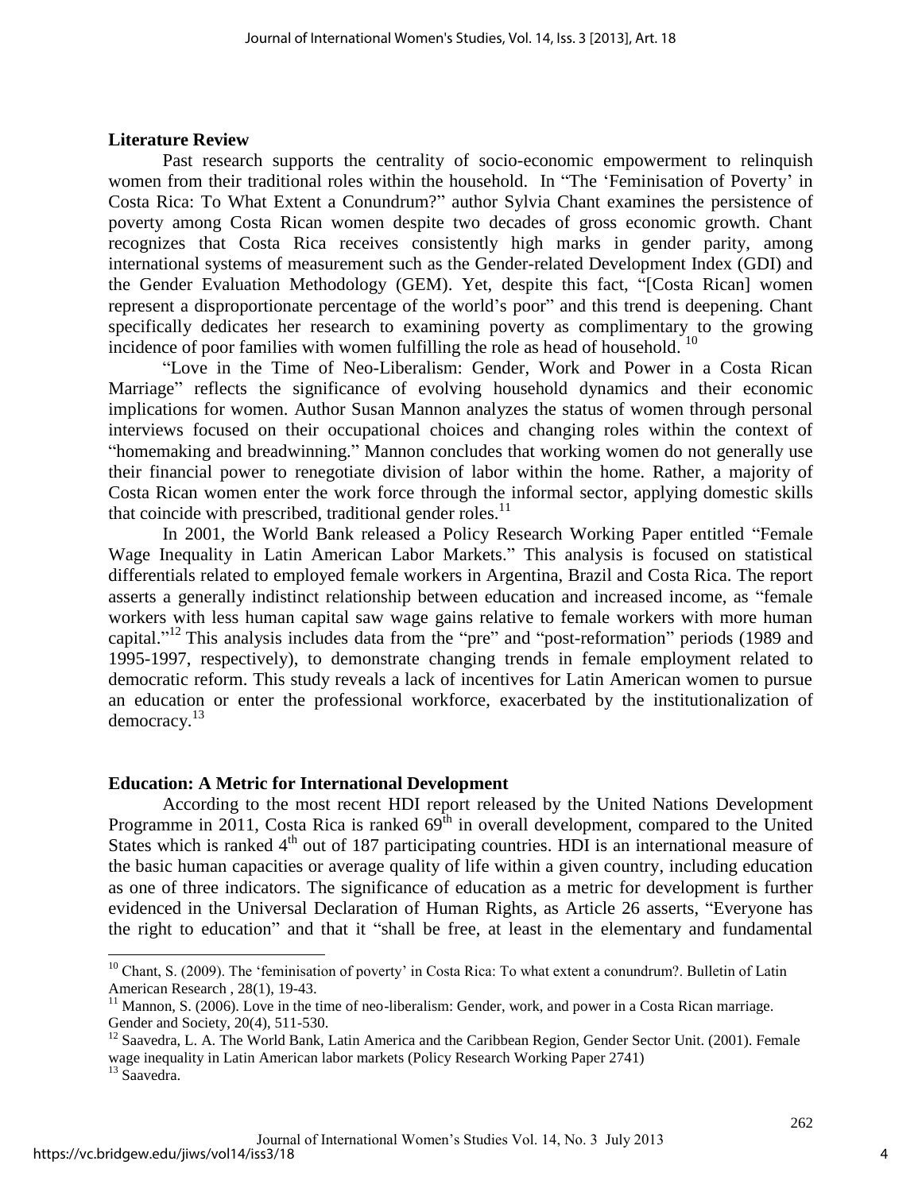## Literature Review

Past research supports the centrality of socio-economic empowerment to relinquish women from their traditional roles within the household. In "The 'Feminisation of Poverty' in Costa Rica: To What Extent a Conundrum?" author Sylvia Chant examines the persistence of poverty among Costa Rican women despite two decades of gross economic growth. Chant recognizes that Costa Rica receives consistently high marks in gender parity, among international systems of measurement such as the Gender-related Development Index (GDI) and the Gender Evaluation Methodology (GEM). Yet, despite this fact, "[Costa Rican] women represent a disproportionate percentage of the world's poor" and this trend is deepening. Chant specifically dedicates her research to examining poverty as complimentary to the growing incidence of poor families with women fulfilling the role as head of household. [10]

"Love in the Time of Neo-Liberalism: Gender, Work and Power in a Costa Rican Marriage" reflects the significance of evolving household dynamics and their economic implications for women. Author Susan Mannon analyzes the status of women through personal interviews focused on their occupational choices and changing roles within the context of "homemaking and breadwinning." Mannon concludes that working women do not generally use their financial power to renegotiate division of labor within the home. Rather, a majority of Costa Rican women enter the work force through the informal sector, applying domestic skills that coincide with prescribed, traditional gender roles.[11]

In 2001, the World Bank released a Policy Research Working Paper entitled "Female Wage Inequality in Latin American Labor Markets." This analysis is focused on statistical differentials related to employed female workers in Argentina, Brazil and Costa Rica. The report asserts a generally indistinct relationship between education and increased income, as "female workers with less human capital saw wage gains relative to female workers with more human capital."[12] This analysis includes data from the "pre" and "post-reformation" periods (1989 and 1995-1997, respectively), to demonstrate changing trends in female employment related to democratic reform. This study reveals a lack of incentives for Latin American women to pursue an education or enter the professional workforce, exacerbated by the institutionalization of democracy.[13]

## Education: A Metric for International Development

According to the most recent HDI report released by the United Nations Development Programme in 2011, Costa Rica is ranked 69th in overall development, compared to the United States which is ranked 4th out of 187 participating countries. HDI is an international measure of the basic human capacities or average quality of life within a given country, including education as one of three indicators. The significance of education as a metric for development is further evidenced in the Universal Declaration of Human Rights, as Article 26 asserts, "Everyone has the right to education" and that it "shall be free, at least in the elementary and fundamental

---

[10] Chant, S. (2009). The 'feminisation of poverty' in Costa Rica: To what extent a conundrum?. Bulletin of Latin American Research , 28(1), 19-43.

[11] Mannon, S. (2006). Love in the time of neo-liberalism: Gender, work, and power in a Costa Rican marriage. Gender and Society, 20(4), 511-530.

[12] Saavedra, L. A. The World Bank, Latin America and the Caribbean Region, Gender Sector Unit. (2001). Female wage inequality in Latin American labor markets (Policy Research Working Paper 2741)

[13] Saavedra.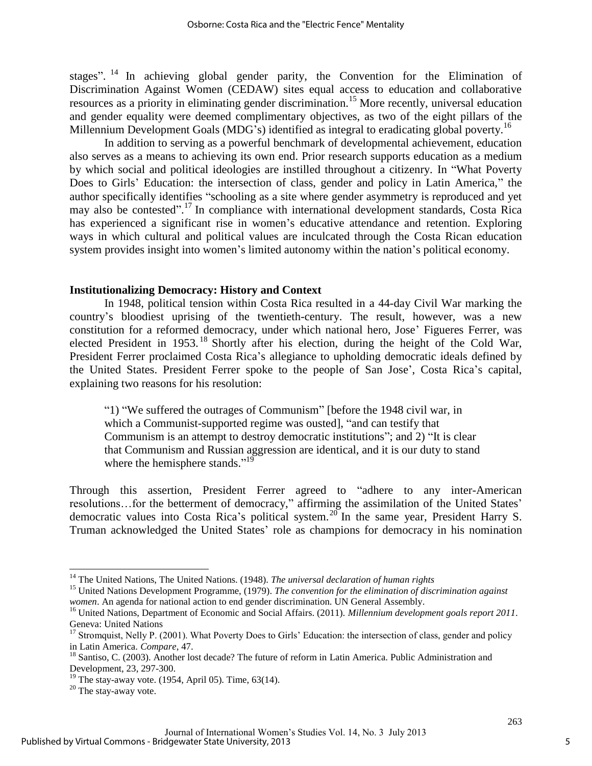stages".[14] In achieving global gender parity, the Convention for the Elimination of Discrimination Against Women (CEDAW) sites equal access to education and collaborative resources as a priority in eliminating gender discrimination.[15] More recently, universal education and gender equality were deemed complimentary objectives, as two of the eight pillars of the Millennium Development Goals (MDG's) identified as integral to eradicating global poverty.[16]

In addition to serving as a powerful benchmark of developmental achievement, education also serves as a means to achieving its own end. Prior research supports education as a medium by which social and political ideologies are instilled throughout a citizenry. In "What Poverty Does to Girls' Education: the intersection of class, gender and policy in Latin America," the author specifically identifies "schooling as a site where gender asymmetry is reproduced and yet may also be contested".[17] In compliance with international development standards, Costa Rica has experienced a significant rise in women's educative attendance and retention. Exploring ways in which cultural and political values are inculcated through the Costa Rican education system provides insight into women's limited autonomy within the nation's political economy.

### Institutionalizing Democracy: History and Context

In 1948, political tension within Costa Rica resulted in a 44-day Civil War marking the country's bloodiest uprising of the twentieth-century. The result, however, was a new constitution for a reformed democracy, under which national hero, Jose' Figueres Ferrer, was elected President in 1953.[18] Shortly after his election, during the height of the Cold War, President Ferrer proclaimed Costa Rica's allegiance to upholding democratic ideals defined by the United States. President Ferrer spoke to the people of San Jose', Costa Rica's capital, explaining two reasons for his resolution:

> "1) "We suffered the outrages of Communism" [before the 1948 civil war, in which a Communist-supported regime was ousted], "and can testify that Communism is an attempt to destroy democratic institutions"; and 2) "It is clear that Communism and Russian aggression are identical, and it is our duty to stand where the hemisphere stands."[19]

Through this assertion, President Ferrer agreed to "adhere to any inter-American resolutions…for the betterment of democracy," affirming the assimilation of the United States' democratic values into Costa Rica's political system.[20] In the same year, President Harry S. Truman acknowledged the United States' role as champions for democracy in his nomination

---

[14] The United Nations, The United Nations. (1948). *The universal declaration of human rights*

[15] United Nations Development Programme, (1979). *The convention for the elimination of discrimination against women*. An agenda for national action to end gender discrimination. UN General Assembly.

[16] United Nations, Department of Economic and Social Affairs. (2011). *Millennium development goals report 2011*. Geneva: United Nations

[17] Stromquist, Nelly P. (2001). What Poverty Does to Girls' Education: the intersection of class, gender and policy in Latin America. *Compare*, 47.

[18] Santiso, C. (2003). Another lost decade? The future of reform in Latin America. Public Administration and Development, 23, 297-300.

[19] The stay-away vote. (1954, April 05). Time, 63(14).

[20] The stay-away vote.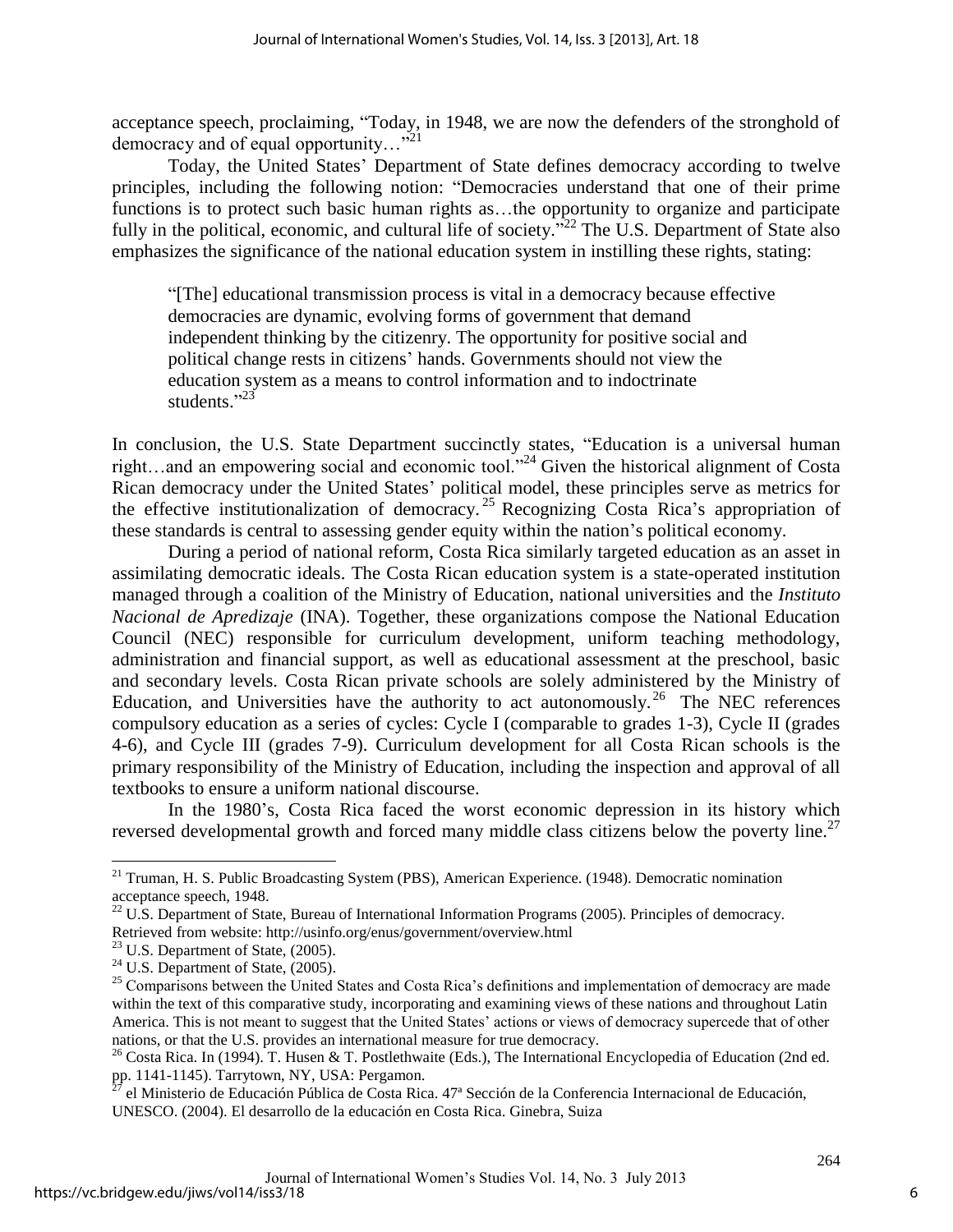acceptance speech, proclaiming, "Today, in 1948, we are now the defenders of the stronghold of democracy and of equal opportunity…"[21]

Today, the United States' Department of State defines democracy according to twelve principles, including the following notion: "Democracies understand that one of their prime functions is to protect such basic human rights as…the opportunity to organize and participate fully in the political, economic, and cultural life of society."[22] The U.S. Department of State also emphasizes the significance of the national education system in instilling these rights, stating:

> "[The] educational transmission process is vital in a democracy because effective democracies are dynamic, evolving forms of government that demand independent thinking by the citizenry. The opportunity for positive social and political change rests in citizens' hands. Governments should not view the education system as a means to control information and to indoctrinate students."[23]

In conclusion, the U.S. State Department succinctly states, "Education is a universal human right…and an empowering social and economic tool."[24] Given the historical alignment of Costa Rican democracy under the United States' political model, these principles serve as metrics for the effective institutionalization of democracy.[25] Recognizing Costa Rica's appropriation of these standards is central to assessing gender equity within the nation's political economy.

During a period of national reform, Costa Rica similarly targeted education as an asset in assimilating democratic ideals. The Costa Rican education system is a state-operated institution managed through a coalition of the Ministry of Education, national universities and the *Instituto Nacional de Apredizaje* (INA). Together, these organizations compose the National Education Council (NEC) responsible for curriculum development, uniform teaching methodology, administration and financial support, as well as educational assessment at the preschool, basic and secondary levels. Costa Rican private schools are solely administered by the Ministry of Education, and Universities have the authority to act autonomously.[26] The NEC references compulsory education as a series of cycles: Cycle I (comparable to grades 1-3), Cycle II (grades 4-6), and Cycle III (grades 7-9). Curriculum development for all Costa Rican schools is the primary responsibility of the Ministry of Education, including the inspection and approval of all textbooks to ensure a uniform national discourse.

In the 1980's, Costa Rica faced the worst economic depression in its history which reversed developmental growth and forced many middle class citizens below the poverty line.[27]

---

[21] Truman, H. S. Public Broadcasting System (PBS), American Experience. (1948). Democratic nomination acceptance speech, 1948.

[22] U.S. Department of State, Bureau of International Information Programs (2005). Principles of democracy. Retrieved from website: http://usinfo.org/enus/government/overview.html

[23] U.S. Department of State, (2005).

[24] U.S. Department of State, (2005).

[25] Comparisons between the United States and Costa Rica's definitions and implementation of democracy are made within the text of this comparative study, incorporating and examining views of these nations and throughout Latin America. This is not meant to suggest that the United States' actions or views of democracy supercede that of other nations, or that the U.S. provides an international measure for true democracy.

[26] Costa Rica. In (1994). T. Husen & T. Postlethwaite (Eds.), The International Encyclopedia of Education (2nd ed. pp. 1141-1145). Tarrytown, NY, USA: Pergamon.

[27] el Ministerio de Educación Pública de Costa Rica. 47ª Sección de la Conferencia Internacional de Educación, UNESCO. (2004). El desarrollo de la educación en Costa Rica. Ginebra, Suiza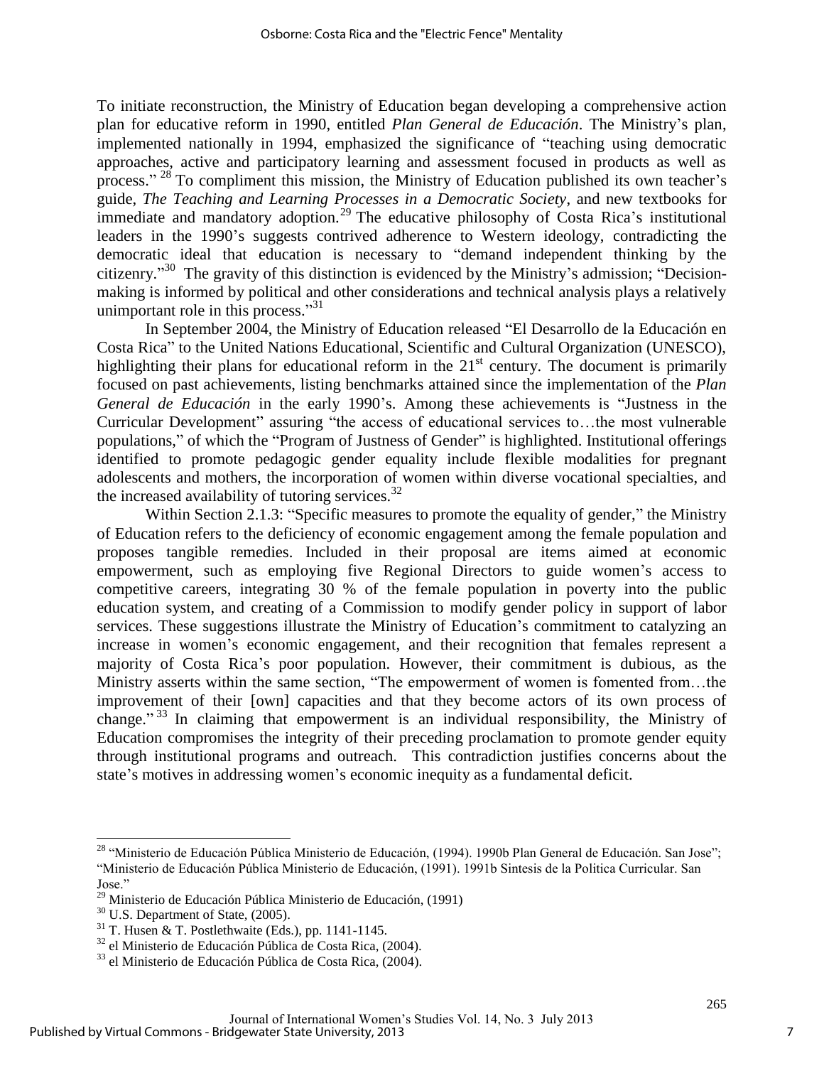To initiate reconstruction, the Ministry of Education began developing a comprehensive action plan for educative reform in 1990, entitled *Plan General de Educación*. The Ministry's plan, implemented nationally in 1994, emphasized the significance of "teaching using democratic approaches, active and participatory learning and assessment focused in products as well as process." [28] To compliment this mission, the Ministry of Education published its own teacher's guide, *The Teaching and Learning Processes in a Democratic Society*, and new textbooks for immediate and mandatory adoption.[29] The educative philosophy of Costa Rica's institutional leaders in the 1990's suggests contrived adherence to Western ideology, contradicting the democratic ideal that education is necessary to "demand independent thinking by the citizenry."[30] The gravity of this distinction is evidenced by the Ministry's admission; "Decision-making is informed by political and other considerations and technical analysis plays a relatively unimportant role in this process."[31]

In September 2004, the Ministry of Education released "El Desarrollo de la Educación en Costa Rica" to the United Nations Educational, Scientific and Cultural Organization (UNESCO), highlighting their plans for educational reform in the 21st century. The document is primarily focused on past achievements, listing benchmarks attained since the implementation of the *Plan General de Educación* in the early 1990's. Among these achievements is "Justness in the Curricular Development" assuring "the access of educational services to…the most vulnerable populations," of which the "Program of Justness of Gender" is highlighted. Institutional offerings identified to promote pedagogic gender equality include flexible modalities for pregnant adolescents and mothers, the incorporation of women within diverse vocational specialties, and the increased availability of tutoring services.[32]

Within Section 2.1.3: "Specific measures to promote the equality of gender," the Ministry of Education refers to the deficiency of economic engagement among the female population and proposes tangible remedies. Included in their proposal are items aimed at economic empowerment, such as employing five Regional Directors to guide women's access to competitive careers, integrating 30 % of the female population in poverty into the public education system, and creating of a Commission to modify gender policy in support of labor services. These suggestions illustrate the Ministry of Education's commitment to catalyzing an increase in women's economic engagement, and their recognition that females represent a majority of Costa Rica's poor population. However, their commitment is dubious, as the Ministry asserts within the same section, "The empowerment of women is fomented from…the improvement of their [own] capacities and that they become actors of its own process of change." [33] In claiming that empowerment is an individual responsibility, the Ministry of Education compromises the integrity of their preceding proclamation to promote gender equity through institutional programs and outreach. This contradiction justifies concerns about the state's motives in addressing women's economic inequity as a fundamental deficit.

---

[28] "Ministerio de Educación Pública Ministerio de Educación, (1994). 1990b Plan General de Educación. San Jose"; "Ministerio de Educación Pública Ministerio de Educación, (1991). 1991b Sintesis de la Politica Curricular. San Jose."

[29] Ministerio de Educación Pública Ministerio de Educación, (1991)

[30] U.S. Department of State, (2005).

[31] T. Husen & T. Postlethwaite (Eds.), pp. 1141-1145.

[32] el Ministerio de Educación Pública de Costa Rica, (2004).

[33] el Ministerio de Educación Pública de Costa Rica, (2004).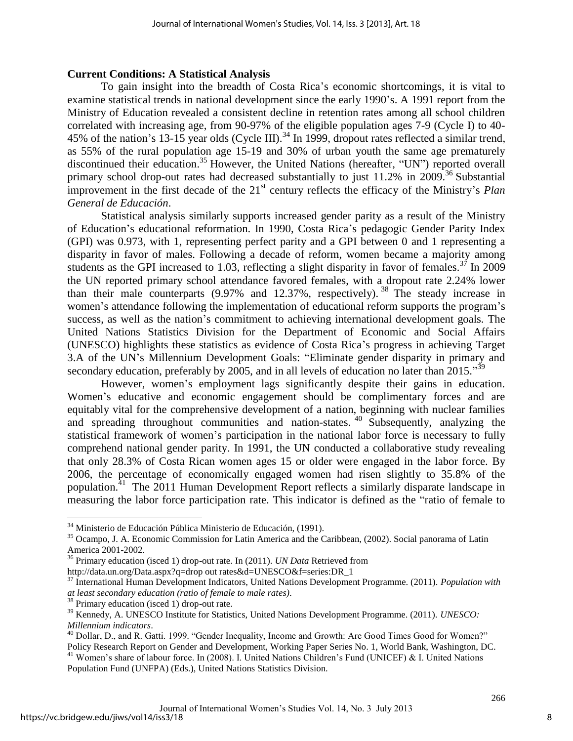**Current Conditions: A Statistical Analysis**

To gain insight into the breadth of Costa Rica's economic shortcomings, it is vital to examine statistical trends in national development since the early 1990's. A 1991 report from the Ministry of Education revealed a consistent decline in retention rates among all school children correlated with increasing age, from 90-97% of the eligible population ages 7-9 (Cycle I) to 40-45% of the nation's 13-15 year olds (Cycle III).[34] In 1999, dropout rates reflected a similar trend, as 55% of the rural population age 15-19 and 30% of urban youth the same age prematurely discontinued their education.[35] However, the United Nations (hereafter, "UN") reported overall primary school drop-out rates had decreased substantially to just 11.2% in 2009.[36] Substantial improvement in the first decade of the 21st century reflects the efficacy of the Ministry's *Plan General de Educación*.

Statistical analysis similarly supports increased gender parity as a result of the Ministry of Education's educational reformation. In 1990, Costa Rica's pedagogic Gender Parity Index (GPI) was 0.973, with 1, representing perfect parity and a GPI between 0 and 1 representing a disparity in favor of males. Following a decade of reform, women became a majority among students as the GPI increased to 1.03, reflecting a slight disparity in favor of females.[37] In 2009 the UN reported primary school attendance favored females, with a dropout rate 2.24% lower than their male counterparts (9.97% and 12.37%, respectively).[38] The steady increase in women's attendance following the implementation of educational reform supports the program's success, as well as the nation's commitment to achieving international development goals. The United Nations Statistics Division for the Department of Economic and Social Affairs (UNESCO) highlights these statistics as evidence of Costa Rica's progress in achieving Target 3.A of the UN's Millennium Development Goals: "Eliminate gender disparity in primary and secondary education, preferably by 2005, and in all levels of education no later than 2015."[39]

However, women's employment lags significantly despite their gains in education. Women's educative and economic engagement should be complimentary forces and are equitably vital for the comprehensive development of a nation, beginning with nuclear families and spreading throughout communities and nation-states.[40] Subsequently, analyzing the statistical framework of women's participation in the national labor force is necessary to fully comprehend national gender parity. In 1991, the UN conducted a collaborative study revealing that only 28.3% of Costa Rican women ages 15 or older were engaged in the labor force. By 2006, the percentage of economically engaged women had risen slightly to 35.8% of the population.[41] The 2011 Human Development Report reflects a similarly disparate landscape in measuring the labor force participation rate. This indicator is defined as the "ratio of female to

---

[34] Ministerio de Educación Pública Ministerio de Educación, (1991).

[35] Ocampo, J. A. Economic Commission for Latin America and the Caribbean, (2002). Social panorama of Latin America 2001-2002.

[36] Primary education (isced 1) drop-out rate. In (2011). *UN Data* Retrieved from http://data.un.org/Data.aspx?q=drop out rates&d=UNESCO&f=series:DR_1

[37] International Human Development Indicators, United Nations Development Programme. (2011). *Population with at least secondary education (ratio of female to male rates).*

[38] Primary education (isced 1) drop-out rate.

[39] Kennedy, A. UNESCO Institute for Statistics, United Nations Development Programme. (2011). *UNESCO: Millennium indicators*.

[40] Dollar, D., and R. Gatti. 1999. "Gender Inequality, Income and Growth: Are Good Times Good for Women?" Policy Research Report on Gender and Development, Working Paper Series No. 1, World Bank, Washington, DC.

[41] Women's share of labour force. In (2008). I. United Nations Children's Fund (UNICEF) & I. United Nations Population Fund (UNFPA) (Eds.), United Nations Statistics Division.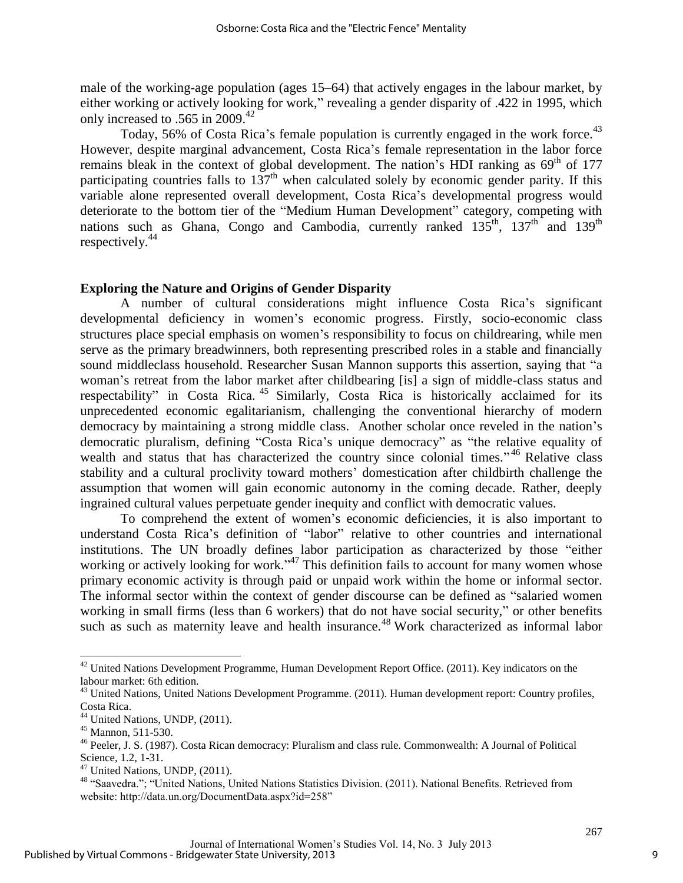male of the working-age population (ages 15–64) that actively engages in the labour market, by either working or actively looking for work," revealing a gender disparity of .422 in 1995, which only increased to .565 in 2009.[42]

Today, 56% of Costa Rica's female population is currently engaged in the work force.[43] However, despite marginal advancement, Costa Rica's female representation in the labor force remains bleak in the context of global development. The nation's HDI ranking as 69th of 177 participating countries falls to 137th when calculated solely by economic gender parity. If this variable alone represented overall development, Costa Rica's developmental progress would deteriorate to the bottom tier of the "Medium Human Development" category, competing with nations such as Ghana, Congo and Cambodia, currently ranked 135th, 137th and 139th respectively.[44]

**Exploring the Nature and Origins of Gender Disparity**

A number of cultural considerations might influence Costa Rica's significant developmental deficiency in women's economic progress. Firstly, socio-economic class structures place special emphasis on women's responsibility to focus on childrearing, while men serve as the primary breadwinners, both representing prescribed roles in a stable and financially sound middleclass household. Researcher Susan Mannon supports this assertion, saying that "a woman's retreat from the labor market after childbearing [is] a sign of middle-class status and respectability" in Costa Rica.[45] Similarly, Costa Rica is historically acclaimed for its unprecedented economic egalitarianism, challenging the conventional hierarchy of modern democracy by maintaining a strong middle class. Another scholar once reveled in the nation's democratic pluralism, defining "Costa Rica's unique democracy" as "the relative equality of wealth and status that has characterized the country since colonial times."[46] Relative class stability and a cultural proclivity toward mothers' domestication after childbirth challenge the assumption that women will gain economic autonomy in the coming decade. Rather, deeply ingrained cultural values perpetuate gender inequity and conflict with democratic values.

To comprehend the extent of women's economic deficiencies, it is also important to understand Costa Rica's definition of "labor" relative to other countries and international institutions. The UN broadly defines labor participation as characterized by those "either working or actively looking for work."[47] This definition fails to account for many women whose primary economic activity is through paid or unpaid work within the home or informal sector. The informal sector within the context of gender discourse can be defined as "salaried women working in small firms (less than 6 workers) that do not have social security," or other benefits such as such as maternity leave and health insurance.[48] Work characterized as informal labor

---

[42] United Nations Development Programme, Human Development Report Office. (2011). Key indicators on the labour market: 6th edition.

[43] United Nations, United Nations Development Programme. (2011). Human development report: Country profiles, Costa Rica.

[44] United Nations, UNDP, (2011).

[45] Mannon, 511-530.

[46] Peeler, J. S. (1987). Costa Rican democracy: Pluralism and class rule. Commonwealth: A Journal of Political Science, 1.2, 1-31.

[47] United Nations, UNDP, (2011).

[48] "Saavedra."; "United Nations, United Nations Statistics Division. (2011). National Benefits. Retrieved from website: http://data.un.org/DocumentData.aspx?id=258"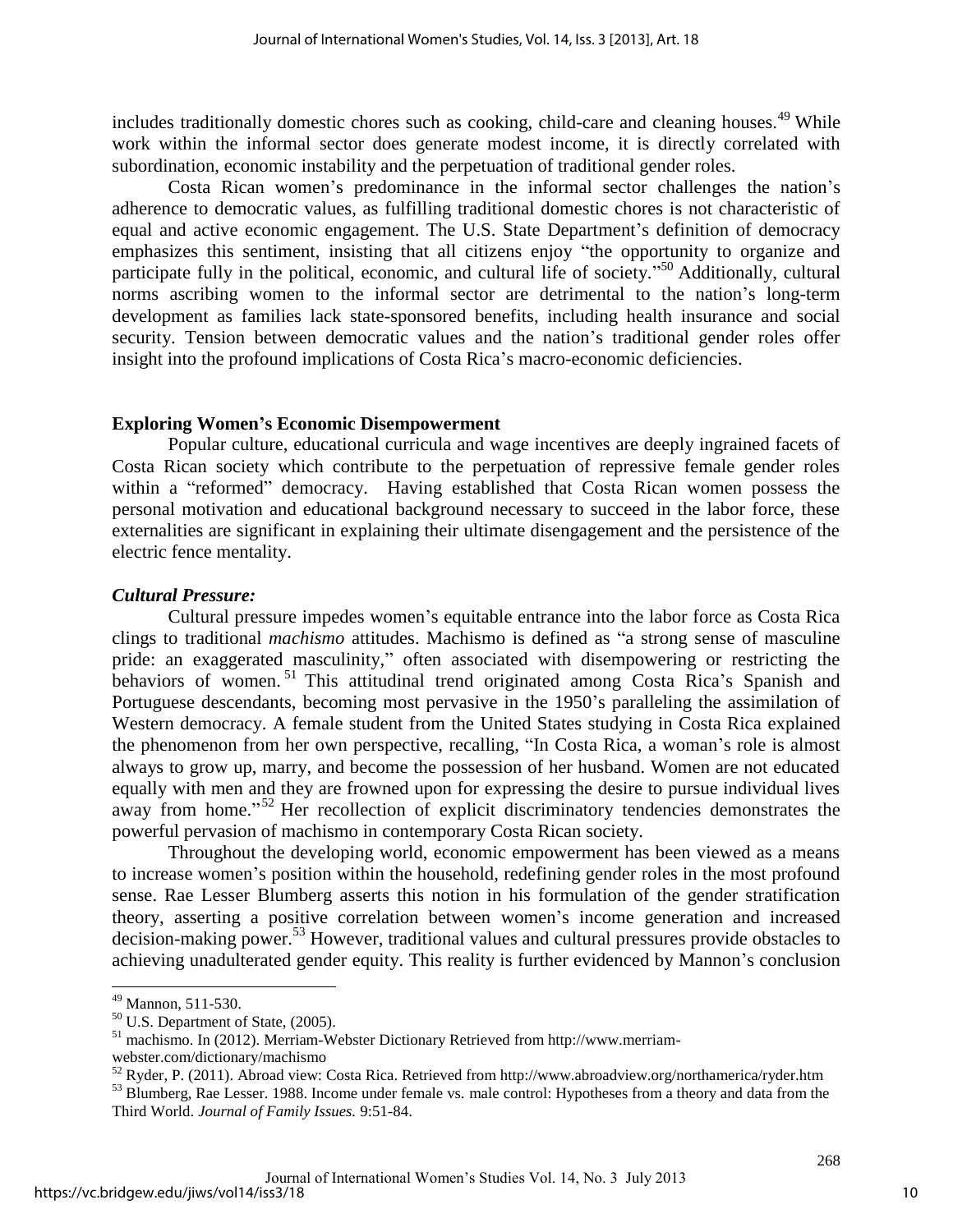includes traditionally domestic chores such as cooking, child-care and cleaning houses.[49] While work within the informal sector does generate modest income, it is directly correlated with subordination, economic instability and the perpetuation of traditional gender roles.

Costa Rican women's predominance in the informal sector challenges the nation's adherence to democratic values, as fulfilling traditional domestic chores is not characteristic of equal and active economic engagement. The U.S. State Department's definition of democracy emphasizes this sentiment, insisting that all citizens enjoy "the opportunity to organize and participate fully in the political, economic, and cultural life of society."[50] Additionally, cultural norms ascribing women to the informal sector are detrimental to the nation's long-term development as families lack state-sponsored benefits, including health insurance and social security. Tension between democratic values and the nation's traditional gender roles offer insight into the profound implications of Costa Rica's macro-economic deficiencies.

## Exploring Women's Economic Disempowerment

Popular culture, educational curricula and wage incentives are deeply ingrained facets of Costa Rican society which contribute to the perpetuation of repressive female gender roles within a "reformed" democracy. Having established that Costa Rican women possess the personal motivation and educational background necessary to succeed in the labor force, these externalities are significant in explaining their ultimate disengagement and the persistence of the electric fence mentality.

### *Cultural Pressure:*

Cultural pressure impedes women's equitable entrance into the labor force as Costa Rica clings to traditional *machismo* attitudes. Machismo is defined as "a strong sense of masculine pride: an exaggerated masculinity," often associated with disempowering or restricting the behaviors of women.[51] This attitudinal trend originated among Costa Rica's Spanish and Portuguese descendants, becoming most pervasive in the 1950's paralleling the assimilation of Western democracy. A female student from the United States studying in Costa Rica explained the phenomenon from her own perspective, recalling, "In Costa Rica, a woman's role is almost always to grow up, marry, and become the possession of her husband. Women are not educated equally with men and they are frowned upon for expressing the desire to pursue individual lives away from home."[52] Her recollection of explicit discriminatory tendencies demonstrates the powerful pervasion of machismo in contemporary Costa Rican society.

Throughout the developing world, economic empowerment has been viewed as a means to increase women's position within the household, redefining gender roles in the most profound sense. Rae Lesser Blumberg asserts this notion in his formulation of the gender stratification theory, asserting a positive correlation between women's income generation and increased decision-making power.[53] However, traditional values and cultural pressures provide obstacles to achieving unadulterated gender equity. This reality is further evidenced by Mannon's conclusion

---

[49] Mannon, 511-530.

[50] U.S. Department of State, (2005).

[51] machismo. In (2012). Merriam-Webster Dictionary Retrieved from http://www.merriam-webster.com/dictionary/machismo

[52] Ryder, P. (2011). Abroad view: Costa Rica. Retrieved from http://www.abroadview.org/northamerica/ryder.htm

[53] Blumberg, Rae Lesser. 1988. Income under female vs. male control: Hypotheses from a theory and data from the Third World. *Journal of Family Issues.* 9:51-84.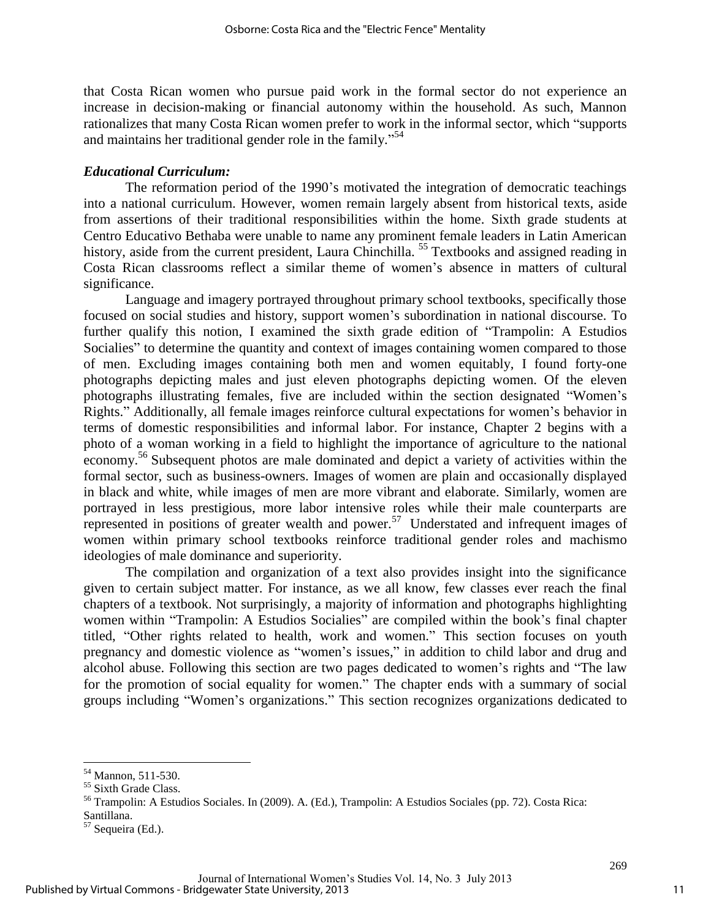that Costa Rican women who pursue paid work in the formal sector do not experience an increase in decision-making or financial autonomy within the household. As such, Mannon rationalizes that many Costa Rican women prefer to work in the informal sector, which "supports and maintains her traditional gender role in the family."[54]

### *Educational Curriculum:*

The reformation period of the 1990's motivated the integration of democratic teachings into a national curriculum. However, women remain largely absent from historical texts, aside from assertions of their traditional responsibilities within the home. Sixth grade students at Centro Educativo Bethaba were unable to name any prominent female leaders in Latin American history, aside from the current president, Laura Chinchilla. [55] Textbooks and assigned reading in Costa Rican classrooms reflect a similar theme of women's absence in matters of cultural significance.

Language and imagery portrayed throughout primary school textbooks, specifically those focused on social studies and history, support women's subordination in national discourse. To further qualify this notion, I examined the sixth grade edition of "Trampolin: A Estudios Socialies" to determine the quantity and context of images containing women compared to those of men. Excluding images containing both men and women equitably, I found forty-one photographs depicting males and just eleven photographs depicting women. Of the eleven photographs illustrating females, five are included within the section designated "Women's Rights." Additionally, all female images reinforce cultural expectations for women's behavior in terms of domestic responsibilities and informal labor. For instance, Chapter 2 begins with a photo of a woman working in a field to highlight the importance of agriculture to the national economy.[56] Subsequent photos are male dominated and depict a variety of activities within the formal sector, such as business-owners. Images of women are plain and occasionally displayed in black and white, while images of men are more vibrant and elaborate. Similarly, women are portrayed in less prestigious, more labor intensive roles while their male counterparts are represented in positions of greater wealth and power.[57] Understated and infrequent images of women within primary school textbooks reinforce traditional gender roles and machismo ideologies of male dominance and superiority.

The compilation and organization of a text also provides insight into the significance given to certain subject matter. For instance, as we all know, few classes ever reach the final chapters of a textbook. Not surprisingly, a majority of information and photographs highlighting women within "Trampolin: A Estudios Socialies" are compiled within the book's final chapter titled, "Other rights related to health, work and women." This section focuses on youth pregnancy and domestic violence as "women's issues," in addition to child labor and drug and alcohol abuse. Following this section are two pages dedicated to women's rights and "The law for the promotion of social equality for women." The chapter ends with a summary of social groups including "Women's organizations." This section recognizes organizations dedicated to

---

[54] Mannon, 511-530.

[55] Sixth Grade Class.

[56] Trampolin: A Estudios Sociales. In (2009). A. (Ed.), Trampolin: A Estudios Sociales (pp. 72). Costa Rica: Santillana.

[57] Sequeira (Ed.).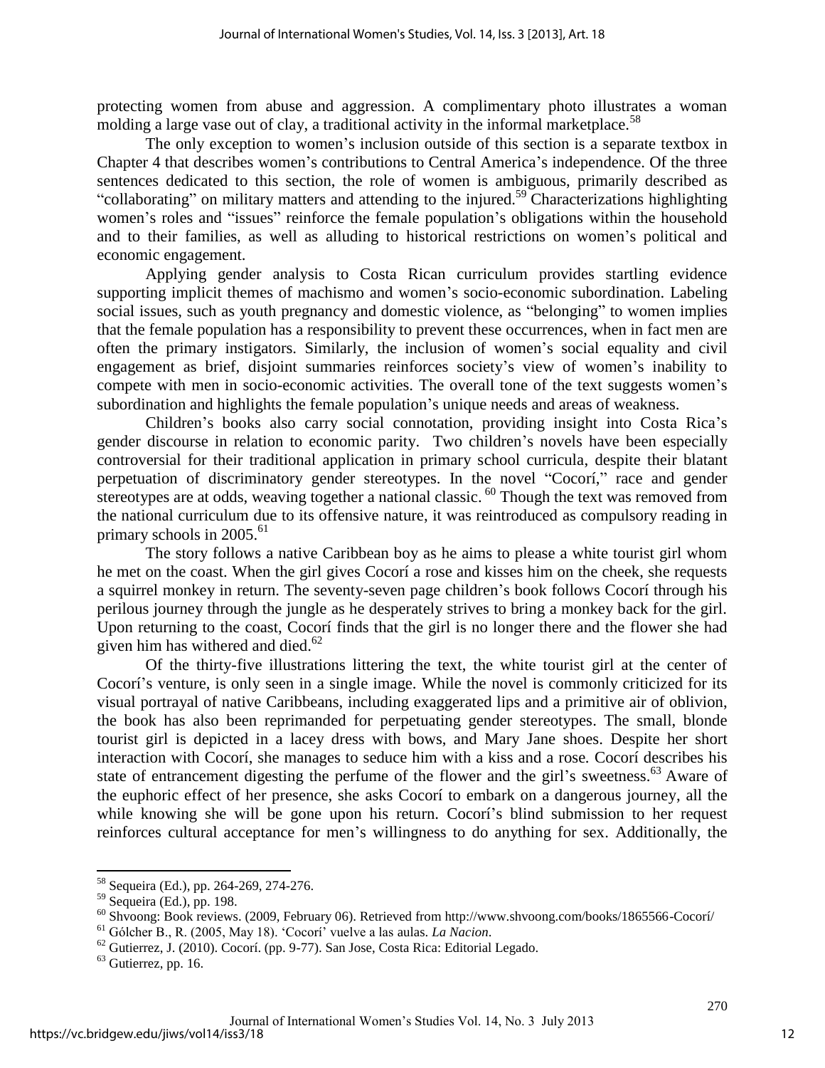protecting women from abuse and aggression. A complimentary photo illustrates a woman molding a large vase out of clay, a traditional activity in the informal marketplace.[58]

The only exception to women's inclusion outside of this section is a separate textbox in Chapter 4 that describes women's contributions to Central America's independence. Of the three sentences dedicated to this section, the role of women is ambiguous, primarily described as "collaborating" on military matters and attending to the injured.[59] Characterizations highlighting women's roles and "issues" reinforce the female population's obligations within the household and to their families, as well as alluding to historical restrictions on women's political and economic engagement.

Applying gender analysis to Costa Rican curriculum provides startling evidence supporting implicit themes of machismo and women's socio-economic subordination. Labeling social issues, such as youth pregnancy and domestic violence, as "belonging" to women implies that the female population has a responsibility to prevent these occurrences, when in fact men are often the primary instigators. Similarly, the inclusion of women's social equality and civil engagement as brief, disjoint summaries reinforces society's view of women's inability to compete with men in socio-economic activities. The overall tone of the text suggests women's subordination and highlights the female population's unique needs and areas of weakness.

Children's books also carry social connotation, providing insight into Costa Rica's gender discourse in relation to economic parity. Two children's novels have been especially controversial for their traditional application in primary school curricula, despite their blatant perpetuation of discriminatory gender stereotypes. In the novel "Cocorí," race and gender stereotypes are at odds, weaving together a national classic.[60] Though the text was removed from the national curriculum due to its offensive nature, it was reintroduced as compulsory reading in primary schools in 2005.[61]

The story follows a native Caribbean boy as he aims to please a white tourist girl whom he met on the coast. When the girl gives Cocorí a rose and kisses him on the cheek, she requests a squirrel monkey in return. The seventy-seven page children's book follows Cocorí through his perilous journey through the jungle as he desperately strives to bring a monkey back for the girl. Upon returning to the coast, Cocorí finds that the girl is no longer there and the flower she had given him has withered and died.[62]

Of the thirty-five illustrations littering the text, the white tourist girl at the center of Cocorí's venture, is only seen in a single image. While the novel is commonly criticized for its visual portrayal of native Caribbeans, including exaggerated lips and a primitive air of oblivion, the book has also been reprimanded for perpetuating gender stereotypes. The small, blonde tourist girl is depicted in a lacey dress with bows, and Mary Jane shoes. Despite her short interaction with Cocorí, she manages to seduce him with a kiss and a rose. Cocorí describes his state of entrancement digesting the perfume of the flower and the girl's sweetness.[63] Aware of the euphoric effect of her presence, she asks Cocorí to embark on a dangerous journey, all the while knowing she will be gone upon his return. Cocorí's blind submission to her request reinforces cultural acceptance for men's willingness to do anything for sex. Additionally, the

---

[58] Sequeira (Ed.), pp. 264-269, 274-276.

[59] Sequeira (Ed.), pp. 198.

[60] Shvoong: Book reviews. (2009, February 06). Retrieved from http://www.shvoong.com/books/1865566-Cocorí/

[61] Gólcher B., R. (2005, May 18). 'Cocorí' vuelve a las aulas. *La Nacion*.

[62] Gutierrez, J. (2010). Cocorí. (pp. 9-77). San Jose, Costa Rica: Editorial Legado.

[63] Gutierrez, pp. 16.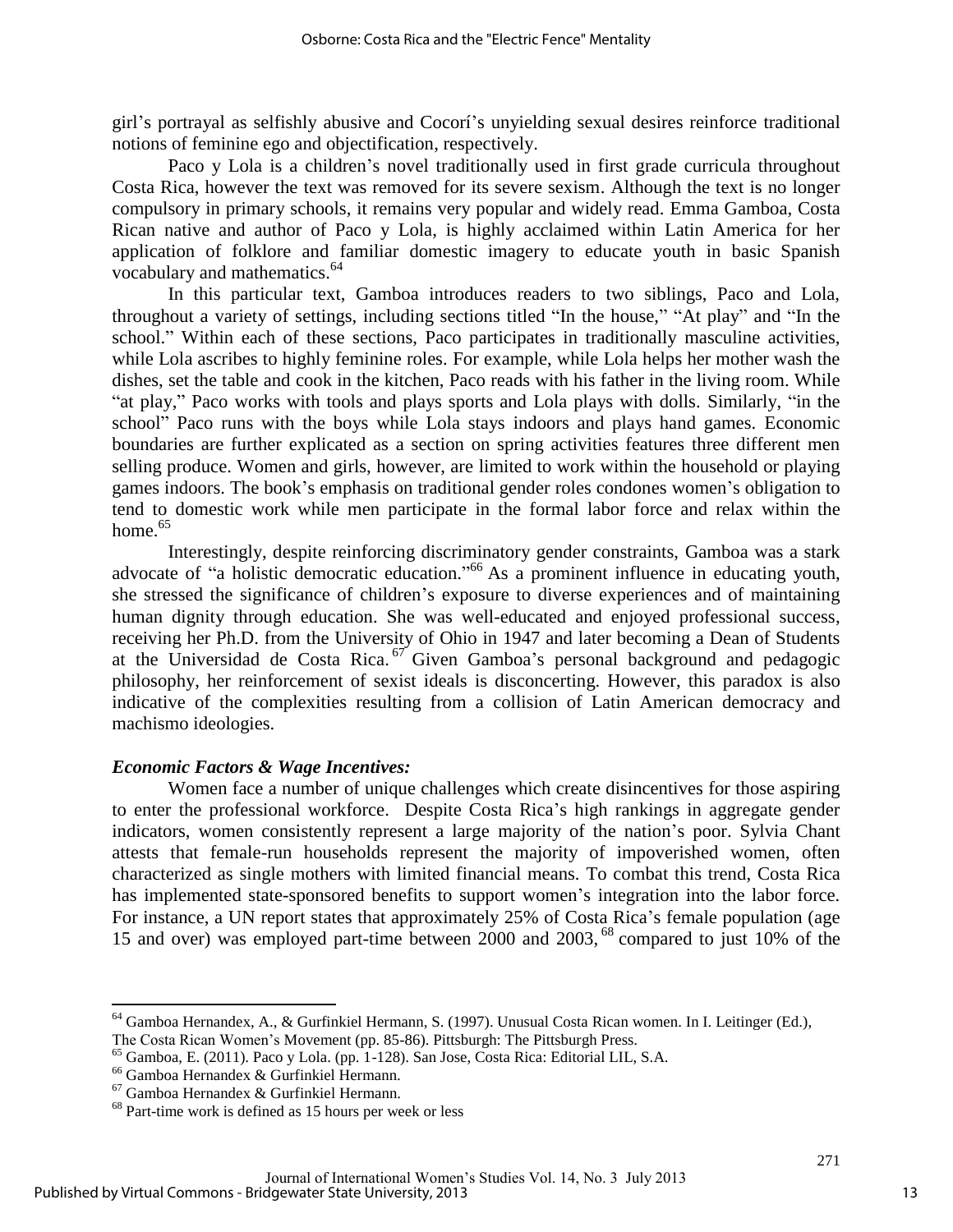girl's portrayal as selfishly abusive and Cocorí's unyielding sexual desires reinforce traditional notions of feminine ego and objectification, respectively.

Paco y Lola is a children's novel traditionally used in first grade curricula throughout Costa Rica, however the text was removed for its severe sexism. Although the text is no longer compulsory in primary schools, it remains very popular and widely read. Emma Gamboa, Costa Rican native and author of Paco y Lola, is highly acclaimed within Latin America for her application of folklore and familiar domestic imagery to educate youth in basic Spanish vocabulary and mathematics.[64]

In this particular text, Gamboa introduces readers to two siblings, Paco and Lola, throughout a variety of settings, including sections titled "In the house," "At play" and "In the school." Within each of these sections, Paco participates in traditionally masculine activities, while Lola ascribes to highly feminine roles. For example, while Lola helps her mother wash the dishes, set the table and cook in the kitchen, Paco reads with his father in the living room. While "at play," Paco works with tools and plays sports and Lola plays with dolls. Similarly, "in the school" Paco runs with the boys while Lola stays indoors and plays hand games. Economic boundaries are further explicated as a section on spring activities features three different men selling produce. Women and girls, however, are limited to work within the household or playing games indoors. The book's emphasis on traditional gender roles condones women's obligation to tend to domestic work while men participate in the formal labor force and relax within the home.[65]

Interestingly, despite reinforcing discriminatory gender constraints, Gamboa was a stark advocate of "a holistic democratic education."[66] As a prominent influence in educating youth, she stressed the significance of children's exposure to diverse experiences and of maintaining human dignity through education. She was well-educated and enjoyed professional success, receiving her Ph.D. from the University of Ohio in 1947 and later becoming a Dean of Students at the Universidad de Costa Rica.[67] Given Gamboa's personal background and pedagogic philosophy, her reinforcement of sexist ideals is disconcerting. However, this paradox is also indicative of the complexities resulting from a collision of Latin American democracy and machismo ideologies.

***Economic Factors & Wage Incentives:***

Women face a number of unique challenges which create disincentives for those aspiring to enter the professional workforce. Despite Costa Rica's high rankings in aggregate gender indicators, women consistently represent a large majority of the nation's poor. Sylvia Chant attests that female-run households represent the majority of impoverished women, often characterized as single mothers with limited financial means. To combat this trend, Costa Rica has implemented state-sponsored benefits to support women's integration into the labor force. For instance, a UN report states that approximately 25% of Costa Rica's female population (age 15 and over) was employed part-time between 2000 and 2003,[68] compared to just 10% of the

---

[64] Gamboa Hernandex, A., & Gurfinkiel Hermann, S. (1997). Unusual Costa Rican women. In I. Leitinger (Ed.), The Costa Rican Women's Movement (pp. 85-86). Pittsburgh: The Pittsburgh Press.

[65] Gamboa, E. (2011). Paco y Lola. (pp. 1-128). San Jose, Costa Rica: Editorial LIL, S.A.

[66] Gamboa Hernandex & Gurfinkiel Hermann.

[67] Gamboa Hernandex & Gurfinkiel Hermann.

[68] Part-time work is defined as 15 hours per week or less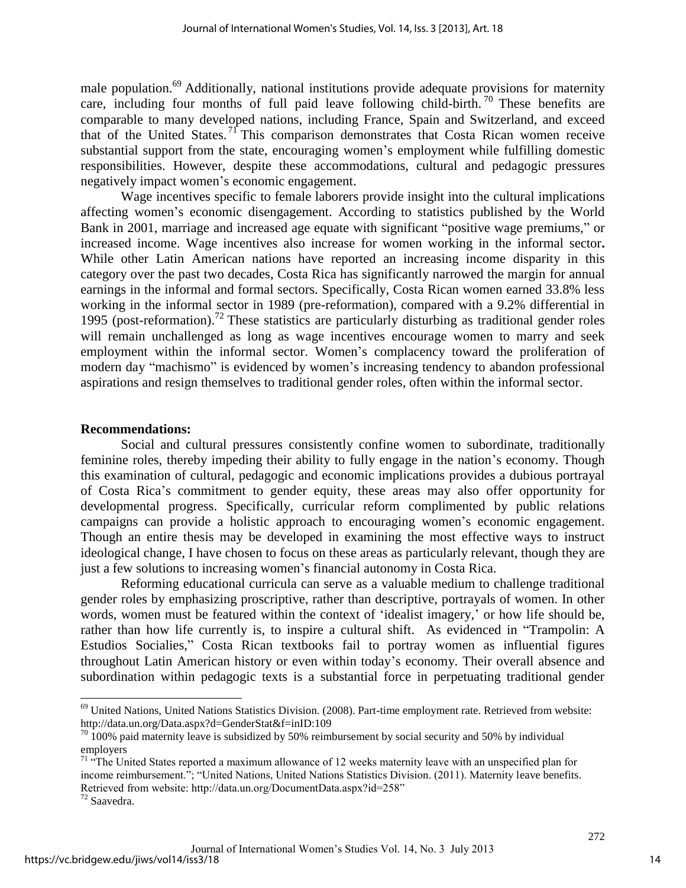male population.[69] Additionally, national institutions provide adequate provisions for maternity care, including four months of full paid leave following child-birth.[70] These benefits are comparable to many developed nations, including France, Spain and Switzerland, and exceed that of the United States.[71] This comparison demonstrates that Costa Rican women receive substantial support from the state, encouraging women's employment while fulfilling domestic responsibilities. However, despite these accommodations, cultural and pedagogic pressures negatively impact women's economic engagement.

Wage incentives specific to female laborers provide insight into the cultural implications affecting women's economic disengagement. According to statistics published by the World Bank in 2001, marriage and increased age equate with significant "positive wage premiums," or increased income. Wage incentives also increase for women working in the informal sector**.** While other Latin American nations have reported an increasing income disparity in this category over the past two decades, Costa Rica has significantly narrowed the margin for annual earnings in the informal and formal sectors. Specifically, Costa Rican women earned 33.8% less working in the informal sector in 1989 (pre-reformation), compared with a 9.2% differential in 1995 (post-reformation).[72] These statistics are particularly disturbing as traditional gender roles will remain unchallenged as long as wage incentives encourage women to marry and seek employment within the informal sector. Women's complacency toward the proliferation of modern day "machismo" is evidenced by women's increasing tendency to abandon professional aspirations and resign themselves to traditional gender roles, often within the informal sector.

**Recommendations:**

Social and cultural pressures consistently confine women to subordinate, traditionally feminine roles, thereby impeding their ability to fully engage in the nation's economy. Though this examination of cultural, pedagogic and economic implications provides a dubious portrayal of Costa Rica's commitment to gender equity, these areas may also offer opportunity for developmental progress. Specifically, curricular reform complimented by public relations campaigns can provide a holistic approach to encouraging women's economic engagement. Though an entire thesis may be developed in examining the most effective ways to instruct ideological change, I have chosen to focus on these areas as particularly relevant, though they are just a few solutions to increasing women's financial autonomy in Costa Rica.

Reforming educational curricula can serve as a valuable medium to challenge traditional gender roles by emphasizing proscriptive, rather than descriptive, portrayals of women. In other words, women must be featured within the context of 'idealist imagery,' or how life should be, rather than how life currently is, to inspire a cultural shift. As evidenced in "Trampolin: A Estudios Socialies," Costa Rican textbooks fail to portray women as influential figures throughout Latin American history or even within today's economy. Their overall absence and subordination within pedagogic texts is a substantial force in perpetuating traditional gender

---

[69] United Nations, United Nations Statistics Division. (2008). Part-time employment rate. Retrieved from website: http://data.un.org/Data.aspx?d=GenderStat&f=inID:109

[70] 100% paid maternity leave is subsidized by 50% reimbursement by social security and 50% by individual employers

[71] "The United States reported a maximum allowance of 12 weeks maternity leave with an unspecified plan for income reimbursement."; "United Nations, United Nations Statistics Division. (2011). Maternity leave benefits. Retrieved from website: http://data.un.org/DocumentData.aspx?id=258"

[72] Saavedra.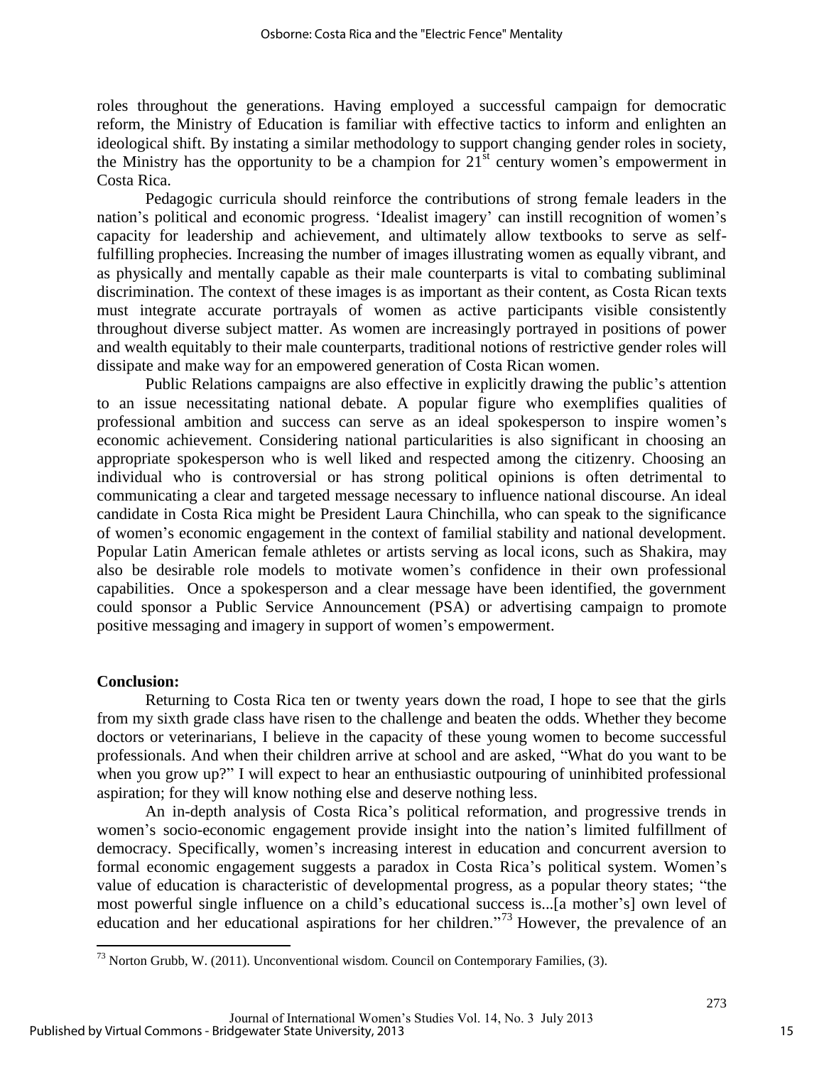roles throughout the generations. Having employed a successful campaign for democratic reform, the Ministry of Education is familiar with effective tactics to inform and enlighten an ideological shift. By instating a similar methodology to support changing gender roles in society, the Ministry has the opportunity to be a champion for 21st century women's empowerment in Costa Rica.

Pedagogic curricula should reinforce the contributions of strong female leaders in the nation's political and economic progress. 'Idealist imagery' can instill recognition of women's capacity for leadership and achievement, and ultimately allow textbooks to serve as self-fulfilling prophecies. Increasing the number of images illustrating women as equally vibrant, and as physically and mentally capable as their male counterparts is vital to combating subliminal discrimination. The context of these images is as important as their content, as Costa Rican texts must integrate accurate portrayals of women as active participants visible consistently throughout diverse subject matter. As women are increasingly portrayed in positions of power and wealth equitably to their male counterparts, traditional notions of restrictive gender roles will dissipate and make way for an empowered generation of Costa Rican women.

Public Relations campaigns are also effective in explicitly drawing the public's attention to an issue necessitating national debate. A popular figure who exemplifies qualities of professional ambition and success can serve as an ideal spokesperson to inspire women's economic achievement. Considering national particularities is also significant in choosing an appropriate spokesperson who is well liked and respected among the citizenry. Choosing an individual who is controversial or has strong political opinions is often detrimental to communicating a clear and targeted message necessary to influence national discourse. An ideal candidate in Costa Rica might be President Laura Chinchilla, who can speak to the significance of women's economic engagement in the context of familial stability and national development. Popular Latin American female athletes or artists serving as local icons, such as Shakira, may also be desirable role models to motivate women's confidence in their own professional capabilities. Once a spokesperson and a clear message have been identified, the government could sponsor a Public Service Announcement (PSA) or advertising campaign to promote positive messaging and imagery in support of women's empowerment.

**Conclusion:**

Returning to Costa Rica ten or twenty years down the road, I hope to see that the girls from my sixth grade class have risen to the challenge and beaten the odds. Whether they become doctors or veterinarians, I believe in the capacity of these young women to become successful professionals. And when their children arrive at school and are asked, "What do you want to be when you grow up?" I will expect to hear an enthusiastic outpouring of uninhibited professional aspiration; for they will know nothing else and deserve nothing less.

An in-depth analysis of Costa Rica's political reformation, and progressive trends in women's socio-economic engagement provide insight into the nation's limited fulfillment of democracy. Specifically, women's increasing interest in education and concurrent aversion to formal economic engagement suggests a paradox in Costa Rica's political system. Women's value of education is characteristic of developmental progress, as a popular theory states; "the most powerful single influence on a child's educational success is...[a mother's] own level of education and her educational aspirations for her children."[73] However, the prevalence of an

[73] Norton Grubb, W. (2011). Unconventional wisdom. Council on Contemporary Families, (3).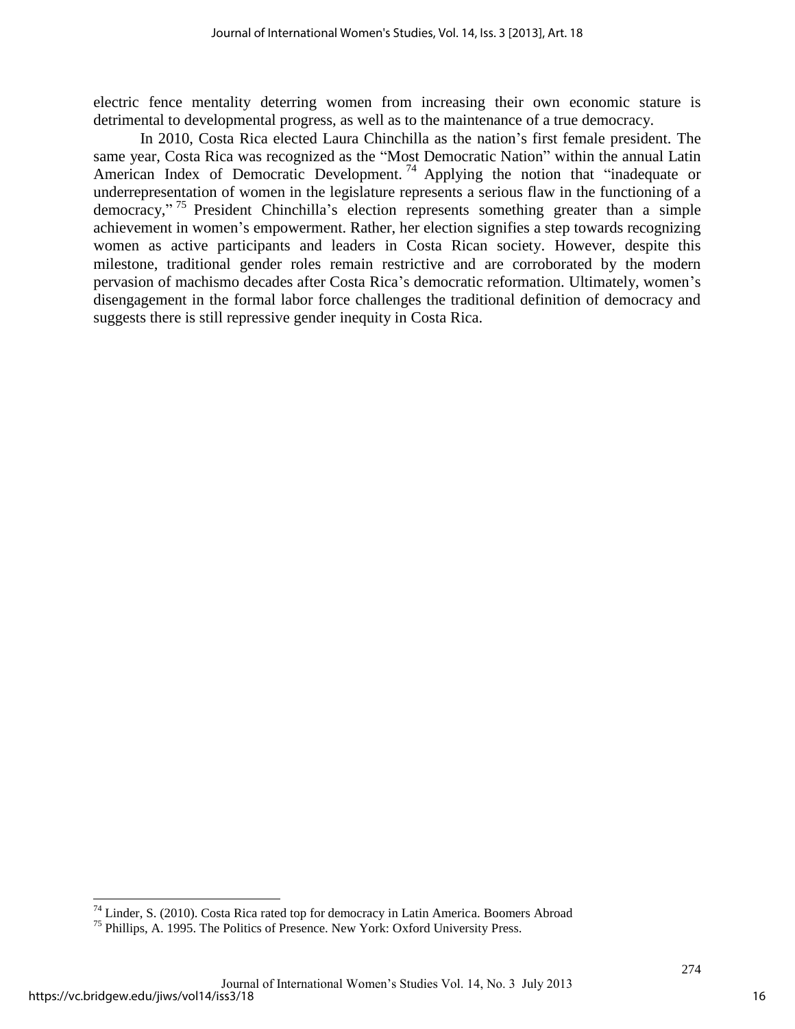electric fence mentality deterring women from increasing their own economic stature is detrimental to developmental progress, as well as to the maintenance of a true democracy.

In 2010, Costa Rica elected Laura Chinchilla as the nation's first female president. The same year, Costa Rica was recognized as the "Most Democratic Nation" within the annual Latin American Index of Democratic Development.[74] Applying the notion that "inadequate or underrepresentation of women in the legislature represents a serious flaw in the functioning of a democracy,"[75] President Chinchilla's election represents something greater than a simple achievement in women's empowerment. Rather, her election signifies a step towards recognizing women as active participants and leaders in Costa Rican society. However, despite this milestone, traditional gender roles remain restrictive and are corroborated by the modern pervasion of machismo decades after Costa Rica's democratic reformation. Ultimately, women's disengagement in the formal labor force challenges the traditional definition of democracy and suggests there is still repressive gender inequity in Costa Rica.

---

[74] Linder, S. (2010). Costa Rica rated top for democracy in Latin America. Boomers Abroad

[75] Phillips, A. 1995. The Politics of Presence. New York: Oxford University Press.